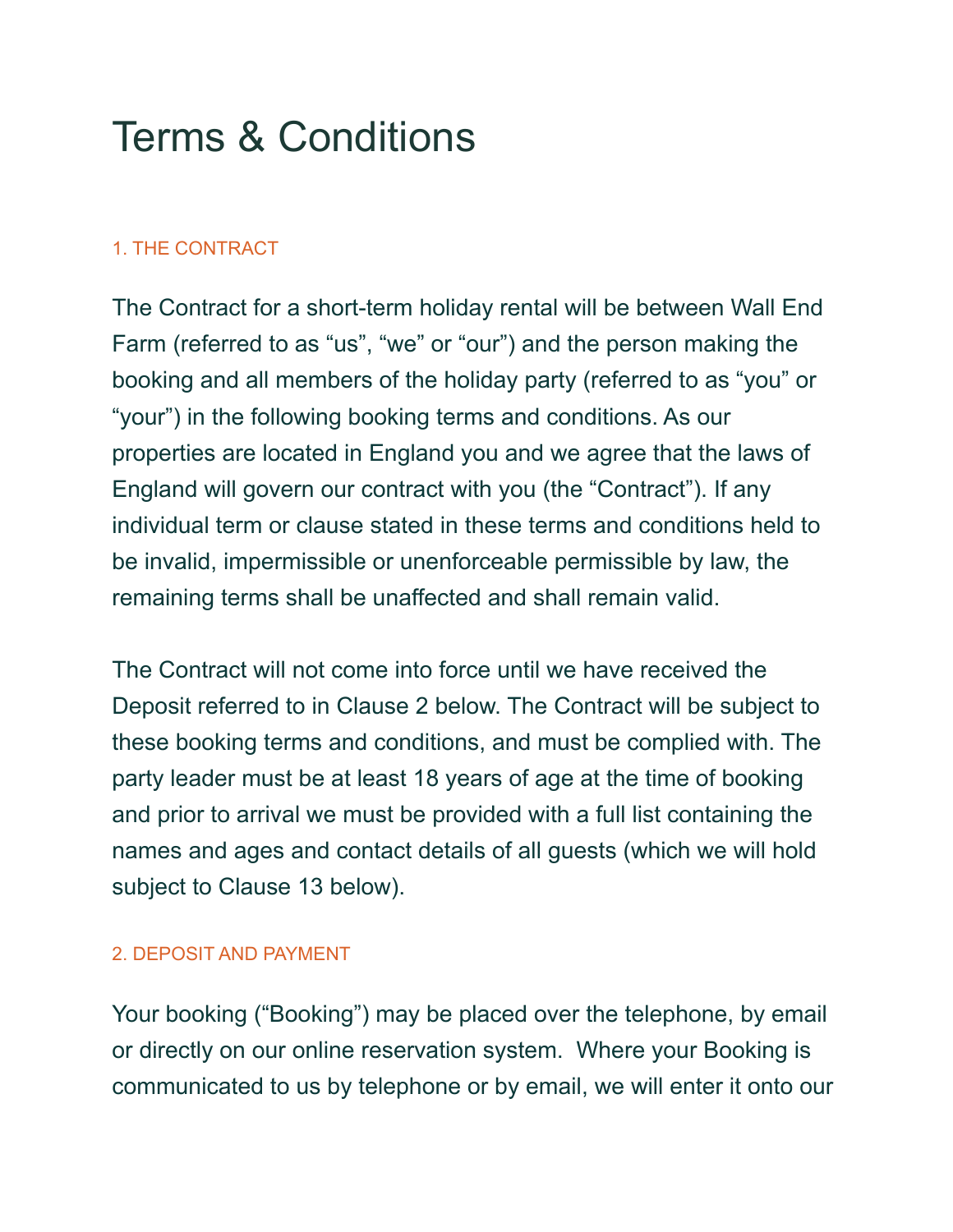# Terms & Conditions

## 1. THE CONTRACT

The Contract for a short-term holiday rental will be between Wall End Farm (referred to as "us", "we" or "our") and the person making the booking and all members of the holiday party (referred to as "you" or "your") in the following booking terms and conditions. As our properties are located in England you and we agree that the laws of England will govern our contract with you (the "Contract"). If any individual term or clause stated in these terms and conditions held to be invalid, impermissible or unenforceable permissible by law, the remaining terms shall be unaffected and shall remain valid.

The Contract will not come into force until we have received the Deposit referred to in Clause 2 below. The Contract will be subject to these booking terms and conditions, and must be complied with. The party leader must be at least 18 years of age at the time of booking and prior to arrival we must be provided with a full list containing the names and ages and contact details of all guests (which we will hold subject to Clause 13 below).

## 2. DEPOSIT AND PAYMENT

Your booking ("Booking") may be placed over the telephone, by email or directly on our online reservation system. Where your Booking is communicated to us by telephone or by email, we will enter it onto our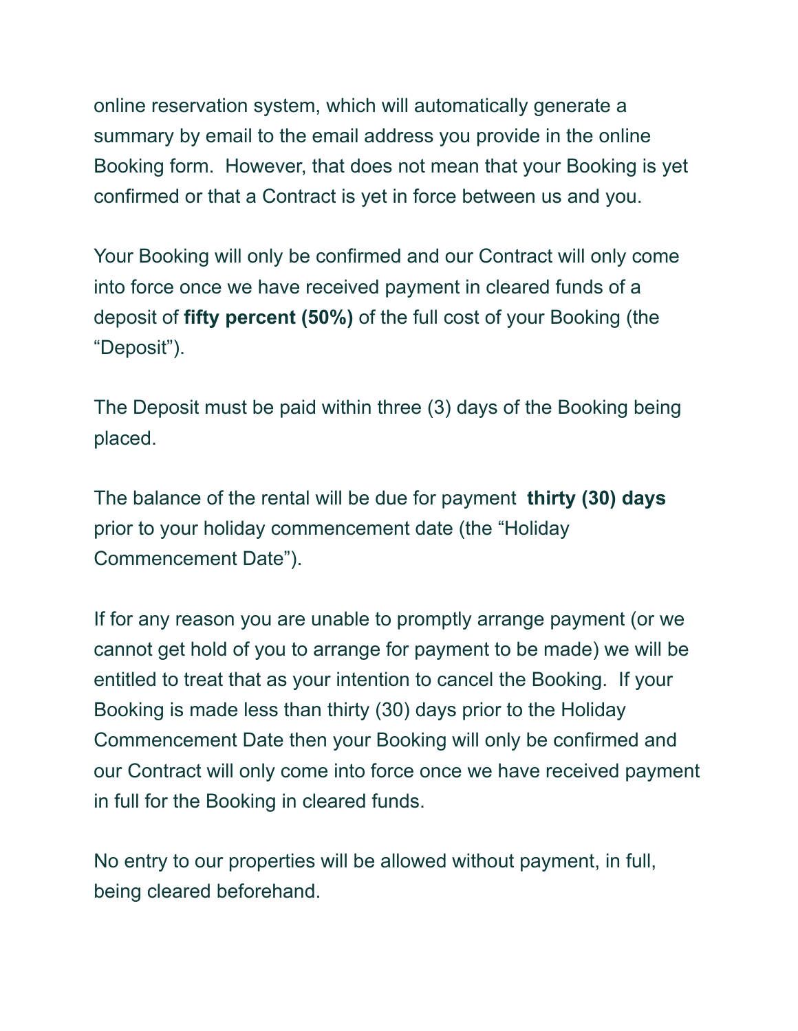online reservation system, which will automatically generate a summary by email to the email address you provide in the online Booking form.  However, that does not mean that your Booking is yet confirmed or that a Contract is yet in force between us and you.

Your Booking will only be confirmed and our Contract will only come into force once we have received payment in cleared funds of a deposit of **fifty percent (50%)** of the full cost of your Booking (the "Deposit").

The Deposit must be paid within three (3) days of the Booking being placed.

The balance of the rental will be due for payment **thirty (30) days** prior to your holiday commencement date (the "Holiday Commencement Date").

If for any reason you are unable to promptly arrange payment (or we cannot get hold of you to arrange for payment to be made) we will be entitled to treat that as your intention to cancel the Booking.  If your Booking is made less than thirty (30) days prior to the Holiday Commencement Date then your Booking will only be confirmed and our Contract will only come into force once we have received payment in full for the Booking in cleared funds.

No entry to our properties will be allowed without payment, in full, being cleared beforehand.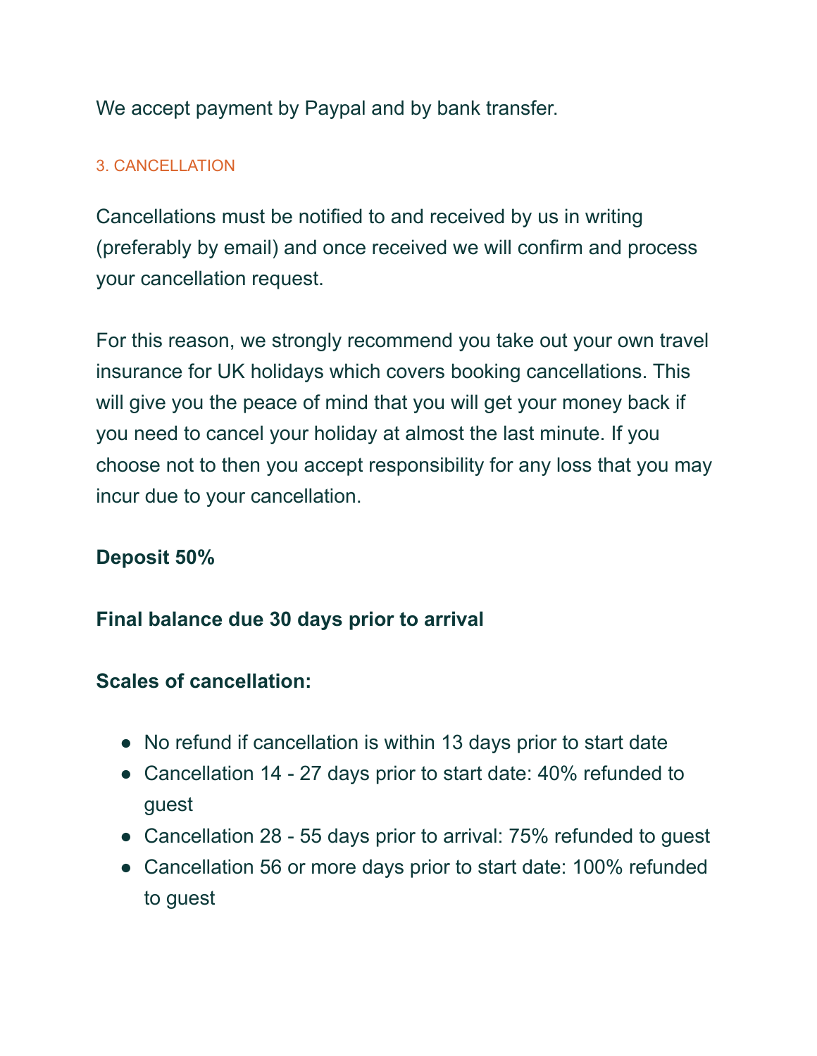We accept payment by Paypal and by bank transfer.

## 3. CANCELLATION

Cancellations must be notified to and received by us in writing (preferably by email) and once received we will confirm and process your cancellation request.

For this reason, we strongly recommend you take out your own travel insurance for UK holidays which covers booking cancellations. This will give you the peace of mind that you will get your money back if you need to cancel your holiday at almost the last minute. If you choose not to then you accept responsibility for any loss that you may incur due to your cancellation.

**Deposit 50%**

**Final balance due 30 days prior to arrival**

**Scales of cancellation:**

- No refund if cancellation is within 13 days prior to start date
- Cancellation 14 - 27 days prior to start date: 40% refunded to guest
- Cancellation 28 - 55 days prior to arrival: 75% refunded to guest
- Cancellation 56 or more days prior to start date: 100% refunded to guest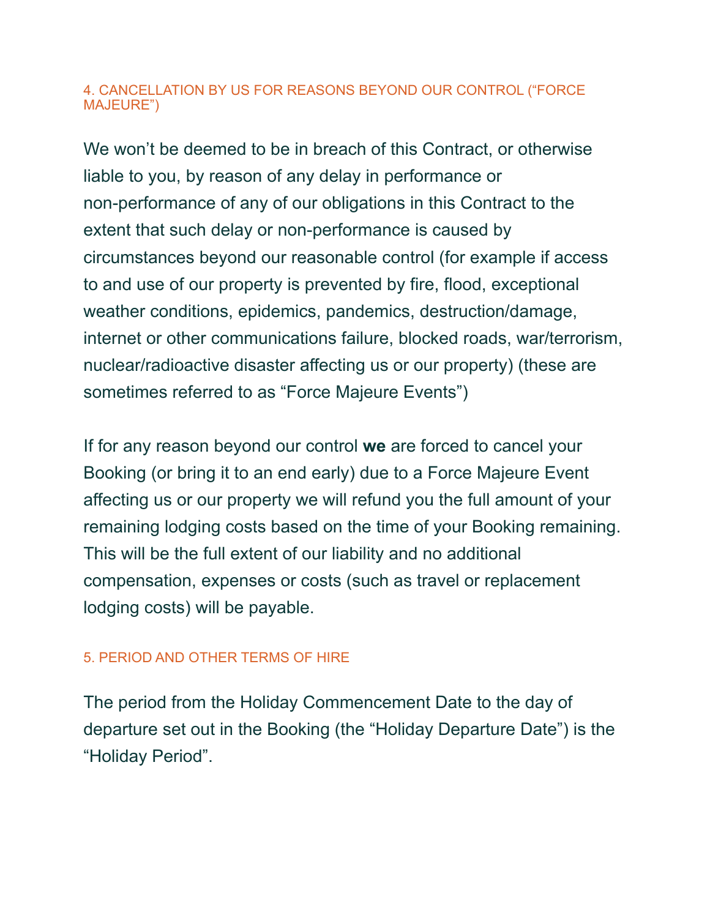## 4. CANCELLATION BY US FOR REASONS BEYOND OUR CONTROL (“FORCE MAJEURE”)

We won’t be deemed to be in breach of this Contract, or otherwise liable to you, by reason of any delay in performance or non-performance of any of our obligations in this Contract to the extent that such delay or non-performance is caused by circumstances beyond our reasonable control (for example if access to and use of our property is prevented by fire, flood, exceptional weather conditions, epidemics, pandemics, destruction/damage, internet or other communications failure, blocked roads, war/terrorism, nuclear/radioactive disaster affecting us or our property) (these are sometimes referred to as “Force Majeure Events”)

If for any reason beyond our control **we** are forced to cancel your Booking (or bring it to an end early) due to a Force Majeure Event affecting us or our property we will refund you the full amount of your remaining lodging costs based on the time of your Booking remaining. This will be the full extent of our liability and no additional compensation, expenses or costs (such as travel or replacement lodging costs) will be payable.

## 5. PERIOD AND OTHER TERMS OF HIRE

The period from the Holiday Commencement Date to the day of departure set out in the Booking (the “Holiday Departure Date”) is the “Holiday Period”.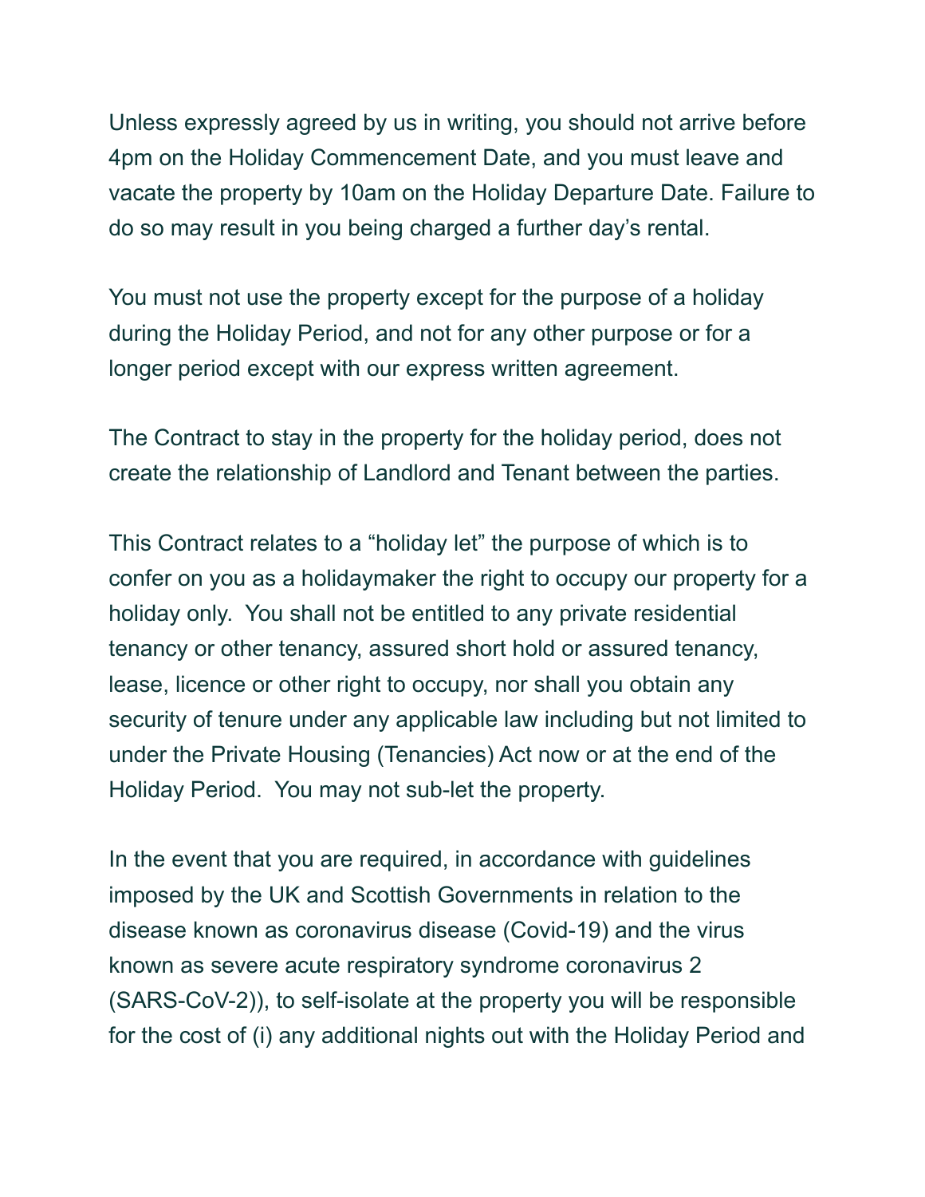Unless expressly agreed by us in writing, you should not arrive before 4pm on the Holiday Commencement Date, and you must leave and vacate the property by 10am on the Holiday Departure Date. Failure to do so may result in you being charged a further day's rental.

You must not use the property except for the purpose of a holiday during the Holiday Period, and not for any other purpose or for a longer period except with our express written agreement.

The Contract to stay in the property for the holiday period, does not create the relationship of Landlord and Tenant between the parties.

This Contract relates to a "holiday let" the purpose of which is to confer on you as a holidaymaker the right to occupy our property for a holiday only. You shall not be entitled to any private residential tenancy or other tenancy, assured short hold or assured tenancy, lease, licence or other right to occupy, nor shall you obtain any security of tenure under any applicable law including but not limited to under the Private Housing (Tenancies) Act now or at the end of the Holiday Period. You may not sub-let the property.

In the event that you are required, in accordance with guidelines imposed by the UK and Scottish Governments in relation to the disease known as coronavirus disease (Covid-19) and the virus known as severe acute respiratory syndrome coronavirus 2 (SARS-CoV-2)), to self-isolate at the property you will be responsible for the cost of (i) any additional nights out with the Holiday Period and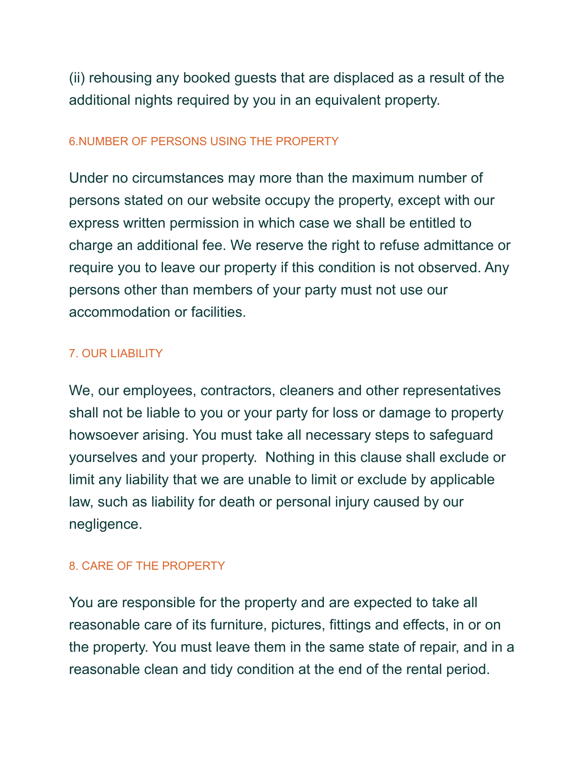(ii) rehousing any booked guests that are displaced as a result of the additional nights required by you in an equivalent property.

## 6.NUMBER OF PERSONS USING THE PROPERTY

Under no circumstances may more than the maximum number of persons stated on our website occupy the property, except with our express written permission in which case we shall be entitled to charge an additional fee. We reserve the right to refuse admittance or require you to leave our property if this condition is not observed. Any persons other than members of your party must not use our accommodation or facilities.

## 7. OUR LIABILITY

We, our employees, contractors, cleaners and other representatives shall not be liable to you or your party for loss or damage to property howsoever arising. You must take all necessary steps to safeguard yourselves and your property. Nothing in this clause shall exclude or limit any liability that we are unable to limit or exclude by applicable law, such as liability for death or personal injury caused by our negligence.

## 8. CARE OF THE PROPERTY

You are responsible for the property and are expected to take all reasonable care of its furniture, pictures, fittings and effects, in or on the property. You must leave them in the same state of repair, and in a reasonable clean and tidy condition at the end of the rental period.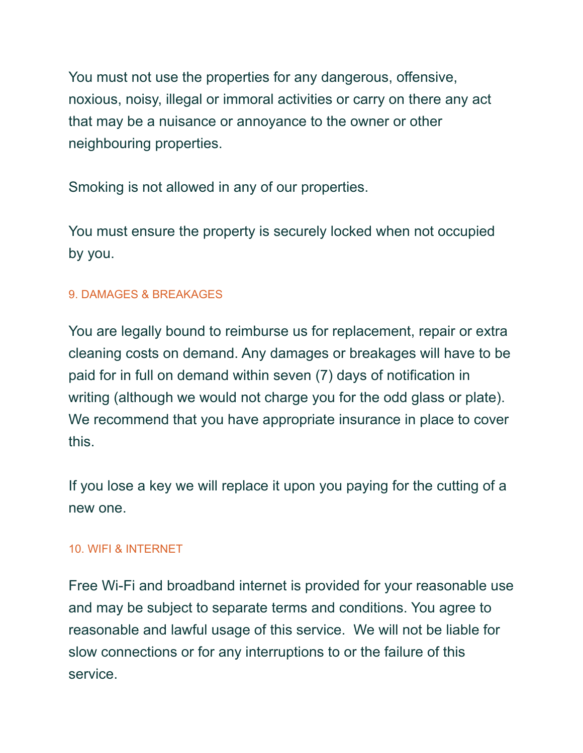You must not use the properties for any dangerous, offensive, noxious, noisy, illegal or immoral activities or carry on there any act that may be a nuisance or annoyance to the owner or other neighbouring properties.

Smoking is not allowed in any of our properties.

You must ensure the property is securely locked when not occupied by you.

## 9. DAMAGES & BREAKAGES

You are legally bound to reimburse us for replacement, repair or extra cleaning costs on demand. Any damages or breakages will have to be paid for in full on demand within seven (7) days of notification in writing (although we would not charge you for the odd glass or plate). We recommend that you have appropriate insurance in place to cover this.

If you lose a key we will replace it upon you paying for the cutting of a new one.

## 10. WIFI & INTERNET

Free Wi-Fi and broadband internet is provided for your reasonable use and may be subject to separate terms and conditions. You agree to reasonable and lawful usage of this service. We will not be liable for slow connections or for any interruptions to or the failure of this service.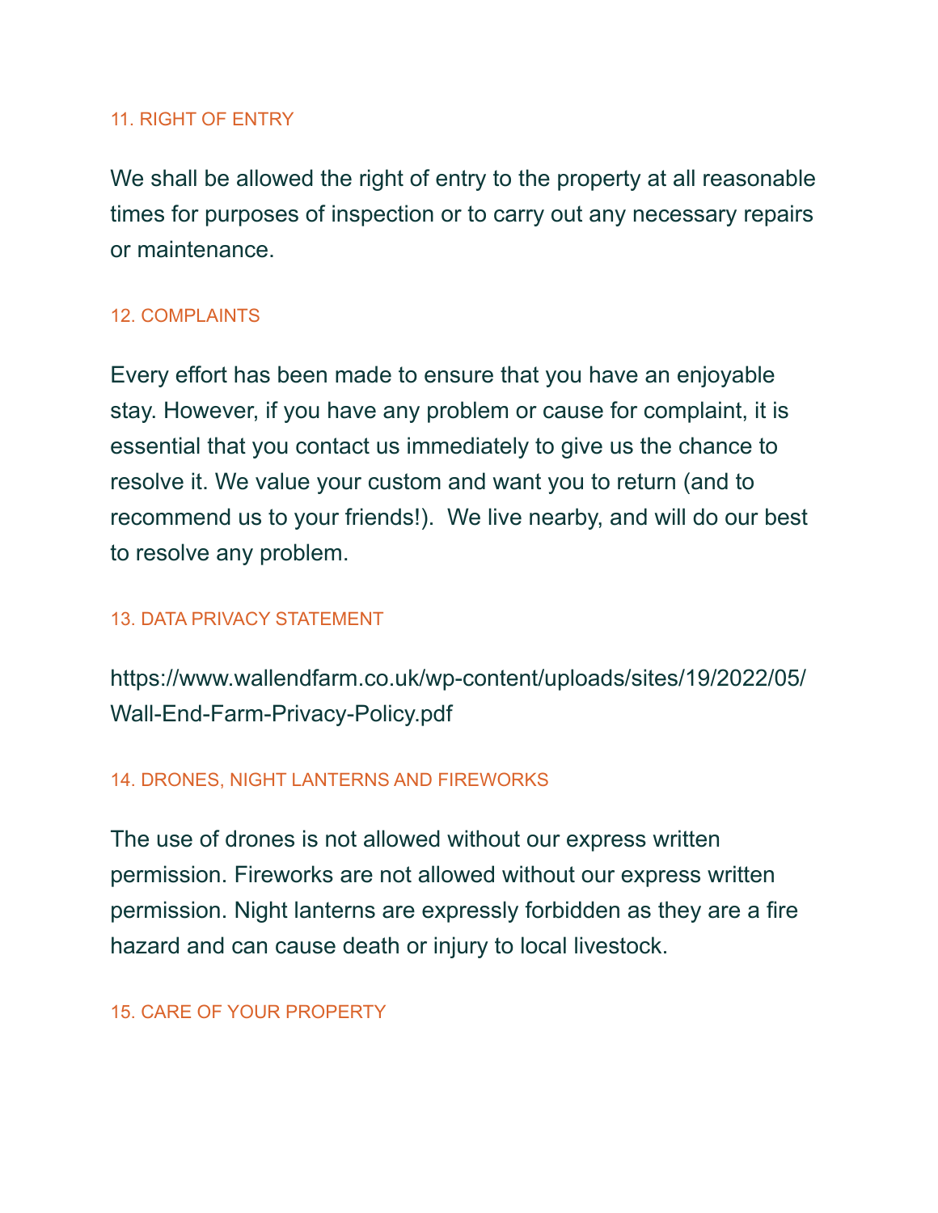## 11. RIGHT OF ENTRY

We shall be allowed the right of entry to the property at all reasonable times for purposes of inspection or to carry out any necessary repairs or maintenance.

## 12. COMPLAINTS

Every effort has been made to ensure that you have an enjoyable stay. However, if you have any problem or cause for complaint, it is essential that you contact us immediately to give us the chance to resolve it. We value your custom and want you to return (and to recommend us to your friends!).  We live nearby, and will do our best to resolve any problem.

## 13. DATA PRIVACY STATEMENT

https://www.wallendfarm.co.uk/wp-content/uploads/sites/19/2022/05/Wall-End-Farm-Privacy-Policy.pdf

## 14. DRONES, NIGHT LANTERNS AND FIREWORKS

The use of drones is not allowed without our express written permission. Fireworks are not allowed without our express written permission. Night lanterns are expressly forbidden as they are a fire hazard and can cause death or injury to local livestock.

## 15. CARE OF YOUR PROPERTY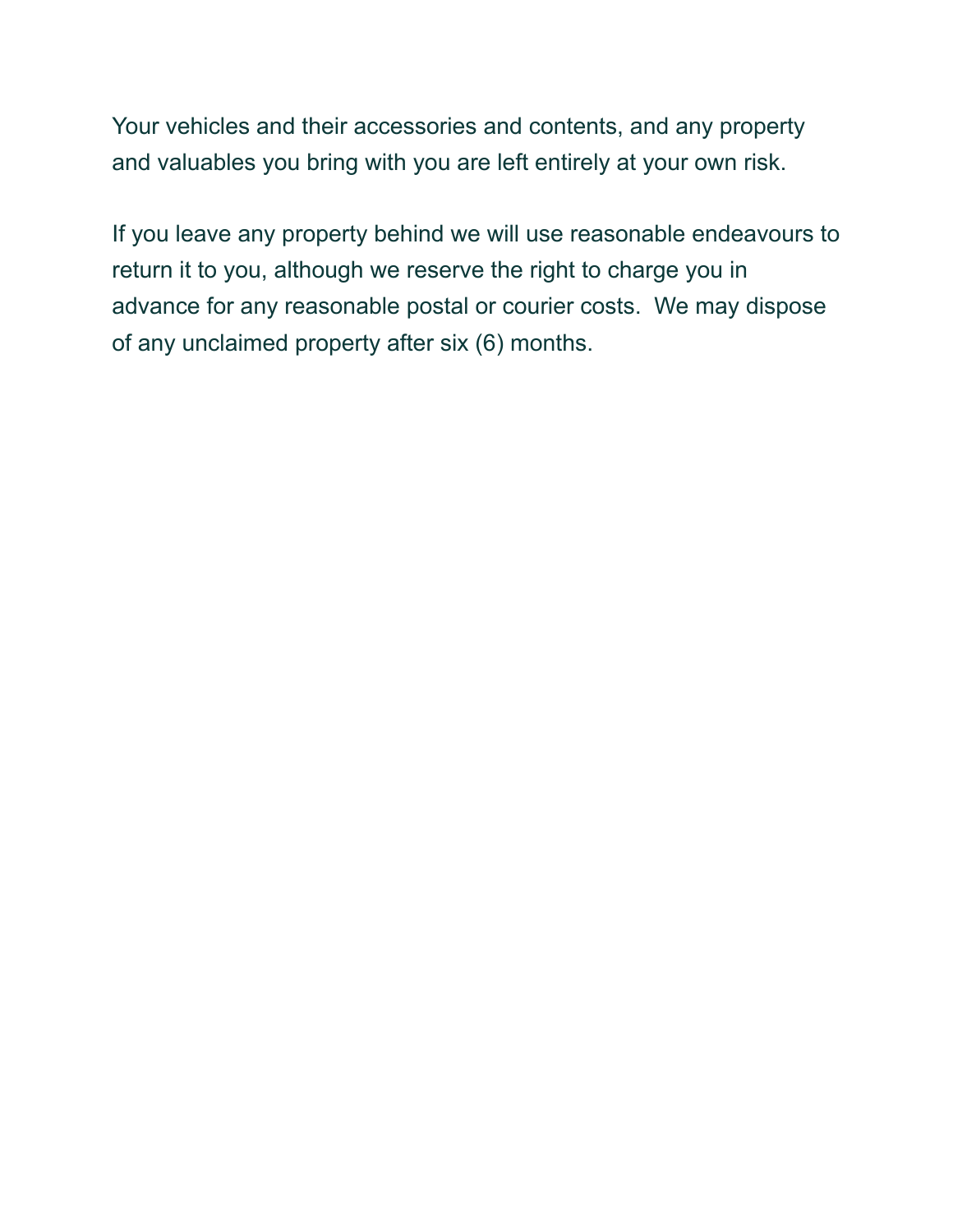Your vehicles and their accessories and contents, and any property and valuables you bring with you are left entirely at your own risk.

If you leave any property behind we will use reasonable endeavours to return it to you, although we reserve the right to charge you in advance for any reasonable postal or courier costs. We may dispose of any unclaimed property after six (6) months.